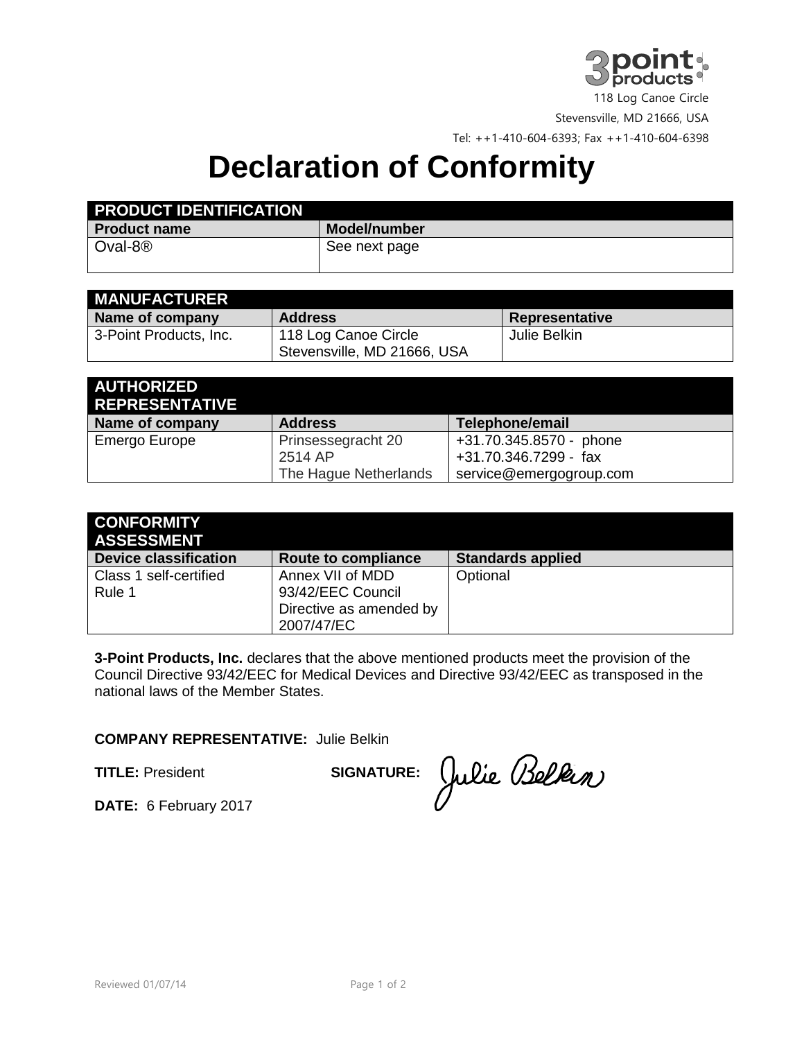118 Log Canoe Circle

Stevensville, MD 21666, USA

Tel: ++1-410-604-6393; Fax ++1-410-604-6398

# Declaration of Conformity

| **PRODUCT IDENTIFICATION** | |
|---|---|
| **Product name** | **Model/number** |
| Oval-8® | See next page |

| **MANUFACTURER** | | |
|---|---|---|
| **Name of company** | **Address** | **Representative** |
| 3-Point Products, Inc. | 118 Log Canoe Circle<br>Stevensville, MD 21666, USA | Julie Belkin |

| **AUTHORIZED REPRESENTATIVE** | | |
|---|---|---|
| **Name of company** | **Address** | **Telephone/email** |
| Emergo Europe | Prinsessegracht 20<br>2514 AP<br>The Hague Netherlands | +31.70.345.8570 - phone<br>+31.70.346.7299 - fax<br>service@emergogroup.com |

| **CONFORMITY ASSESSMENT** | | |
|---|---|---|
| **Device classification** | **Route to compliance** | **Standards applied** |
| Class 1 self-certified<br>Rule 1 | Annex VII of MDD 93/42/EEC Council Directive as amended by 2007/47/EC | Optional |

**3-Point Products, Inc.** declares that the above mentioned products meet the provision of the Council Directive 93/42/EEC for Medical Devices and Directive 93/42/EEC as transposed in the national laws of the Member States.

**COMPANY REPRESENTATIVE:** Julie Belkin

**TITLE:** President **SIGNATURE:** Julie Belkin

**DATE:** 6 February 2017

Reviewed 01/07/14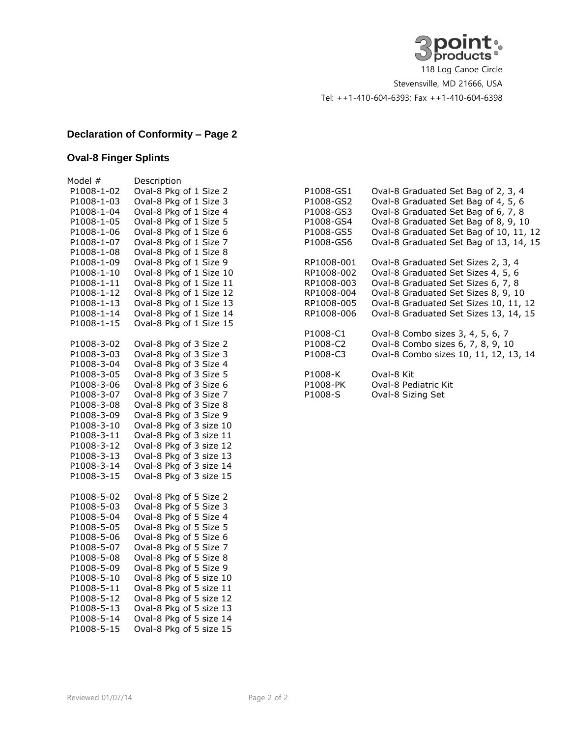3point products

118 Log Canoe Circle

Stevensville, MD 21666, USA

Tel: ++1-410-604-6393; Fax ++1-410-604-6398

## Declaration of Conformity – Page 2

### Oval-8 Finger Splints

| Model # | Description |
|---|---|
| P1008-1-02 | Oval-8 Pkg of 1 Size 2 |
| P1008-1-03 | Oval-8 Pkg of 1 Size 3 |
| P1008-1-04 | Oval-8 Pkg of 1 Size 4 |
| P1008-1-05 | Oval-8 Pkg of 1 Size 5 |
| P1008-1-06 | Oval-8 Pkg of 1 Size 6 |
| P1008-1-07 | Oval-8 Pkg of 1 Size 7 |
| P1008-1-08 | Oval-8 Pkg of 1 Size 8 |
| P1008-1-09 | Oval-8 Pkg of 1 Size 9 |
| P1008-1-10 | Oval-8 Pkg of 1 Size 10 |
| P1008-1-11 | Oval-8 Pkg of 1 Size 11 |
| P1008-1-12 | Oval-8 Pkg of 1 Size 12 |
| P1008-1-13 | Oval-8 Pkg of 1 Size 13 |
| P1008-1-14 | Oval-8 Pkg of 1 Size 14 |
| P1008-1-15 | Oval-8 Pkg of 1 Size 15 |
| P1008-3-02 | Oval-8 Pkg of 3 Size 2 |
| P1008-3-03 | Oval-8 Pkg of 3 Size 3 |
| P1008-3-04 | Oval-8 Pkg of 3 Size 4 |
| P1008-3-05 | Oval-8 Pkg of 3 Size 5 |
| P1008-3-06 | Oval-8 Pkg of 3 Size 6 |
| P1008-3-07 | Oval-8 Pkg of 3 Size 7 |
| P1008-3-08 | Oval-8 Pkg of 3 Size 8 |
| P1008-3-09 | Oval-8 Pkg of 3 Size 9 |
| P1008-3-10 | Oval-8 Pkg of 3 size 10 |
| P1008-3-11 | Oval-8 Pkg of 3 size 11 |
| P1008-3-12 | Oval-8 Pkg of 3 size 12 |
| P1008-3-13 | Oval-8 Pkg of 3 size 13 |
| P1008-3-14 | Oval-8 Pkg of 3 size 14 |
| P1008-3-15 | Oval-8 Pkg of 3 size 15 |
| P1008-5-02 | Oval-8 Pkg of 5 Size 2 |
| P1008-5-03 | Oval-8 Pkg of 5 Size 3 |
| P1008-5-04 | Oval-8 Pkg of 5 Size 4 |
| P1008-5-05 | Oval-8 Pkg of 5 Size 5 |
| P1008-5-06 | Oval-8 Pkg of 5 Size 6 |
| P1008-5-07 | Oval-8 Pkg of 5 Size 7 |
| P1008-5-08 | Oval-8 Pkg of 5 Size 8 |
| P1008-5-09 | Oval-8 Pkg of 5 Size 9 |
| P1008-5-10 | Oval-8 Pkg of 5 size 10 |
| P1008-5-11 | Oval-8 Pkg of 5 size 11 |
| P1008-5-12 | Oval-8 Pkg of 5 size 12 |
| P1008-5-13 | Oval-8 Pkg of 5 size 13 |
| P1008-5-14 | Oval-8 Pkg of 5 size 14 |
| P1008-5-15 | Oval-8 Pkg of 5 size 15 |
| P1008-GS1 | Oval-8 Graduated Set Bag of 2, 3, 4 |
| P1008-GS2 | Oval-8 Graduated Set Bag of 4, 5, 6 |
| P1008-GS3 | Oval-8 Graduated Set Bag of 6, 7, 8 |
| P1008-GS4 | Oval-8 Graduated Set Bag of 8, 9, 10 |
| P1008-GS5 | Oval-8 Graduated Set Bag of 10, 11, 12 |
| P1008-GS6 | Oval-8 Graduated Set Bag of 13, 14, 15 |
| RP1008-001 | Oval-8 Graduated Set Sizes 2, 3, 4 |
| RP1008-002 | Oval-8 Graduated Set Sizes 4, 5, 6 |
| RP1008-003 | Oval-8 Graduated Set Sizes 6, 7, 8 |
| RP1008-004 | Oval-8 Graduated Set Sizes 8, 9, 10 |
| RP1008-005 | Oval-8 Graduated Set Sizes 10, 11, 12 |
| RP1008-006 | Oval-8 Graduated Set Sizes 13, 14, 15 |
| P1008-C1 | Oval-8 Combo sizes 3, 4, 5, 6, 7 |
| P1008-C2 | Oval-8 Combo sizes 6, 7, 8, 9, 10 |
| P1008-C3 | Oval-8 Combo sizes 10, 11, 12, 13, 14 |
| P1008-K | Oval-8 Kit |
| P1008-PK | Oval-8 Pediatric Kit |
| P1008-S | Oval-8 Sizing Set |

Reviewed 01/07/14